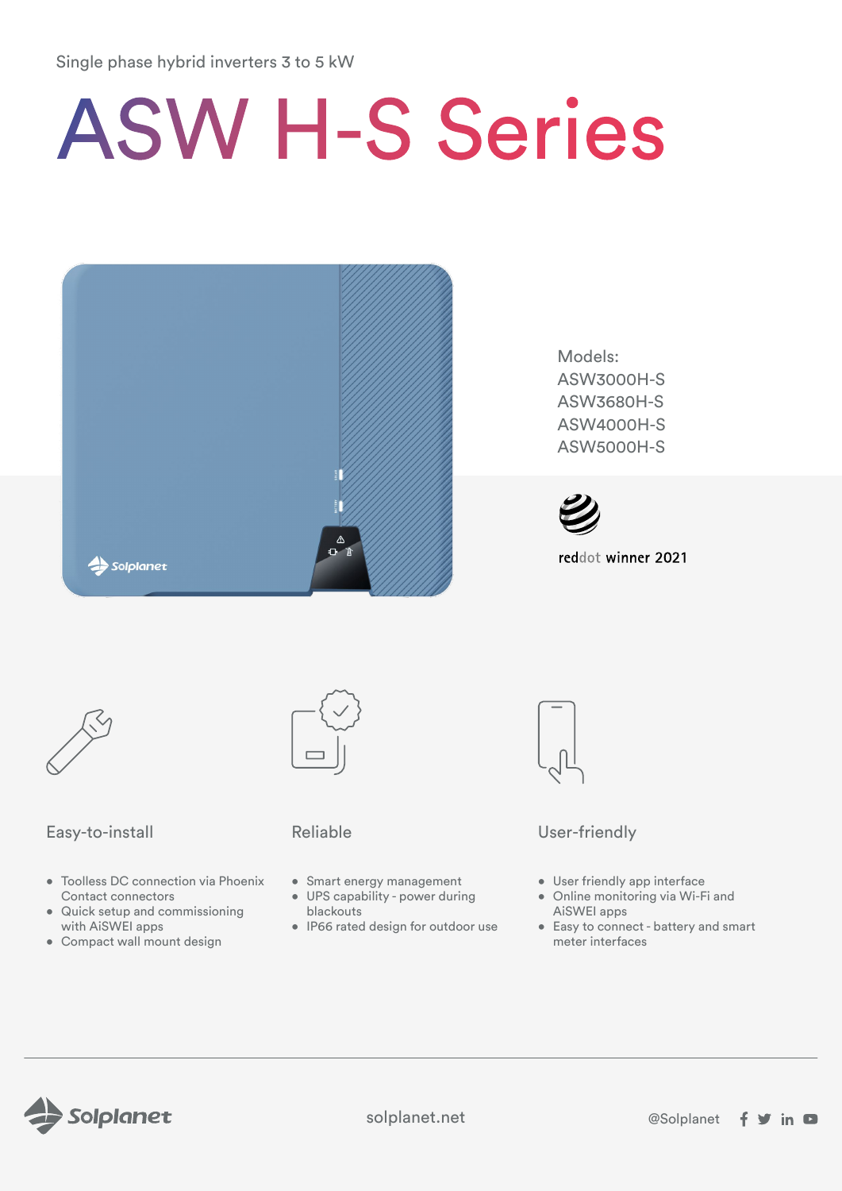Single phase hybrid inverters 3 to 5 kW

# ASW H-S Series

Models:
ASW3000H-S
ASW3680H-S
ASW4000H-S
ASW5000H-S

reddot winner 2021

## Easy-to-install

- Toolless DC connection via Phoenix Contact connectors
- Quick setup and commissioning with AiSWEI apps
- Compact wall mount design

## Reliable

- Smart energy management
- UPS capability - power during blackouts
- IP66 rated design for outdoor use

## User-friendly

- User friendly app interface
- Online monitoring via Wi-Fi and AiSWEI apps
- Easy to connect - battery and smart meter interfaces

Solplanet    solplanet.net    @Solplanet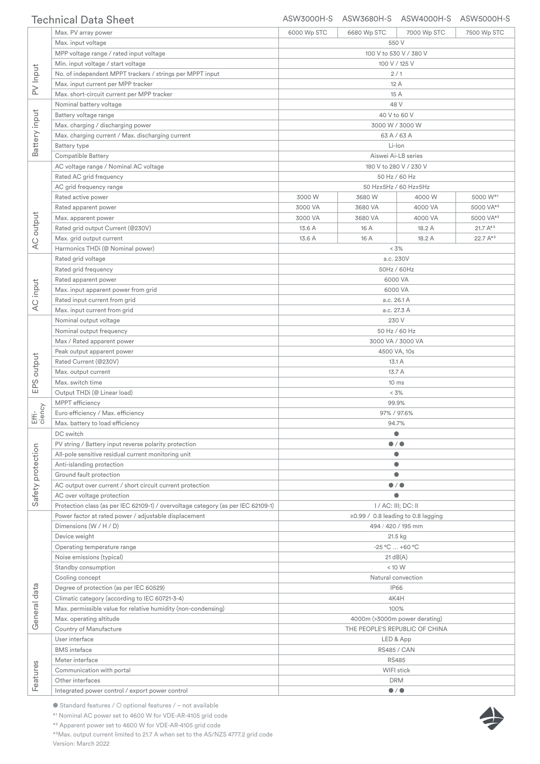# Technical Data Sheet

| | | ASW3000H-S | ASW3680H-S | ASW4000H-S | ASW5000H-S |
|---|---|---|---|---|---|
| PV Input | Max. PV array power | 6000 Wp STC | 6680 Wp STC | 7000 Wp STC | 7500 Wp STC |
| | Max. input voltage | 550 V | | | |
| | MPP voltage range / rated input voltage | 100 V to 530 V / 380 V | | | |
| | Min. input voltage / start voltage | 100 V / 125 V | | | |
| | No. of independent MPPT trackers / strings per MPPT input | 2 / 1 | | | |
| | Max. input current per MPP tracker | 12 A | | | |
| | Max. short-circuit current per MPP tracker | 15 A | | | |
| Battery input | Nominal battery voltage | 48 V | | | |
| | Battery voltage range | 40 V to 60 V | | | |
| | Max. charging / discharging power | 3000 W / 3000 W | | | |
| | Max. charging current / Max. discharging current | 63 A / 63 A | | | |
| | Battery type | Li-Ion | | | |
| | Compatible Battery | Aiswei Ai-LB series | | | |
| AC output | AC voltage range / Nominal AC voltage | 180 V to 280 V / 230 V | | | |
| | Rated AC grid frequency | 50 Hz / 60 Hz | | | |
| | AC grid frequency range | 50 Hz±5Hz / 60 Hz±5Hz | | | |
| | Rated active power | 3000 W | 3680 W | 4000 W | 5000 W*1 |
| | Rated apparent power | 3000 VA | 3680 VA | 4000 VA | 5000 VA*2 |
| | Max. apparent power | 3000 VA | 3680 VA | 4000 VA | 5000 VA*2 |
| | Rated grid output Current (@230V) | 13.6 A | 16 A | 18.2 A | 21.7 A*3 |
| | Max. grid output current | 13.6 A | 16 A | 18.2 A | 22.7 A*3 |
| | Harmonics THDi (@ Nominal power) | < 3% | | | |
| AC input | Rated grid voltage | a.c. 230V | | | |
| | Rated grid frequency | 50Hz / 60Hz | | | |
| | Rated apparent power | 6000 VA | | | |
| | Max. input apparent power from grid | 6000 VA | | | |
| | Rated input current from grid | a.c. 26.1 A | | | |
| | Max. input current from grid | a.c. 27.3 A | | | |
| EPS output | Nominal output voltage | 230 V | | | |
| | Nominal output frequency | 50 Hz / 60 Hz | | | |
| | Max / Rated apparent power | 3000 VA / 3000 VA | | | |
| | Peak output apparent power | 4500 VA, 10s | | | |
| | Rated Current (@230V) | 13.1 A | | | |
| | Max. output current | 13.7 A | | | |
| | Max. switch time | 10 ms | | | |
| | Output THDi (@ Linear load) | < 3% | | | |
| Efficiency | MPPT efficiency | 99.9% | | | |
| | Euro efficiency / Max. efficiency | 97% / 97.6% | | | |
| | Max. battery to load efficiency | 94.7% | | | |
| Safety protection | DC switch | ● | | | |
| | PV string / Battery input reverse polarity protection | ● / ● | | | |
| | All-pole sensitive residual current monitoring unit | ● | | | |
| | Anti-islanding protection | ● | | | |
| | Ground fault protection | ● | | | |
| | AC output over current / short circuit current protection | ● / ● | | | |
| | AC over voltage protection | ● | | | |
| | Protection class (as per IEC 62109-1) / overvoltage category (as per IEC 62109-1) | I / AC: III; DC: II | | | |
| General data | Power factor at rated power / adjustable displacement | ≥0.99 / 0.8 leading to 0.8 lagging | | | |
| | Dimensions (W / H / D) | 494 / 420 / 195 mm | | | |
| | Device weight | 21.5 kg | | | |
| | Operating temperature range | -25 °C ... +60 °C | | | |
| | Noise emissions (typical) | 21 dB(A) | | | |
| | Standby consumption | < 10 W | | | |
| | Cooling concept | Natural convection | | | |
| | Degree of protection (as per IEC 60529) | IP66 | | | |
| | Climatic category (according to IEC 60721-3-4) | 4K4H | | | |
| | Max. permissible value for relative humidity (non-condensing) | 100% | | | |
| | Max. operating altitude | 4000m (>3000m power derating) | | | |
| | Country of Manufacture | THE PEOPLE'S REPUBLIC OF CHINA | | | |
| Features | User interface | LED & App | | | |
| | BMS inteface | RS485 / CAN | | | |
| | Meter interface | RS485 | | | |
| | Communication with portal | WIFI stick | | | |
| | Other interfaces | DRM | | | |
| | Integrated power control / export power control | ● / ● | | | |

● Standard features / ○ optional features / – not available

*1 Nominal AC power set to 4600 W for VDE-AR-4105 grid code

*2 Apparent power set to 4600 W for VDE-AR-4105 grid code

*3 Max. output current limited to 21.7 A when set to the AS/NZS 4777.2 grid code

Version: March 2022